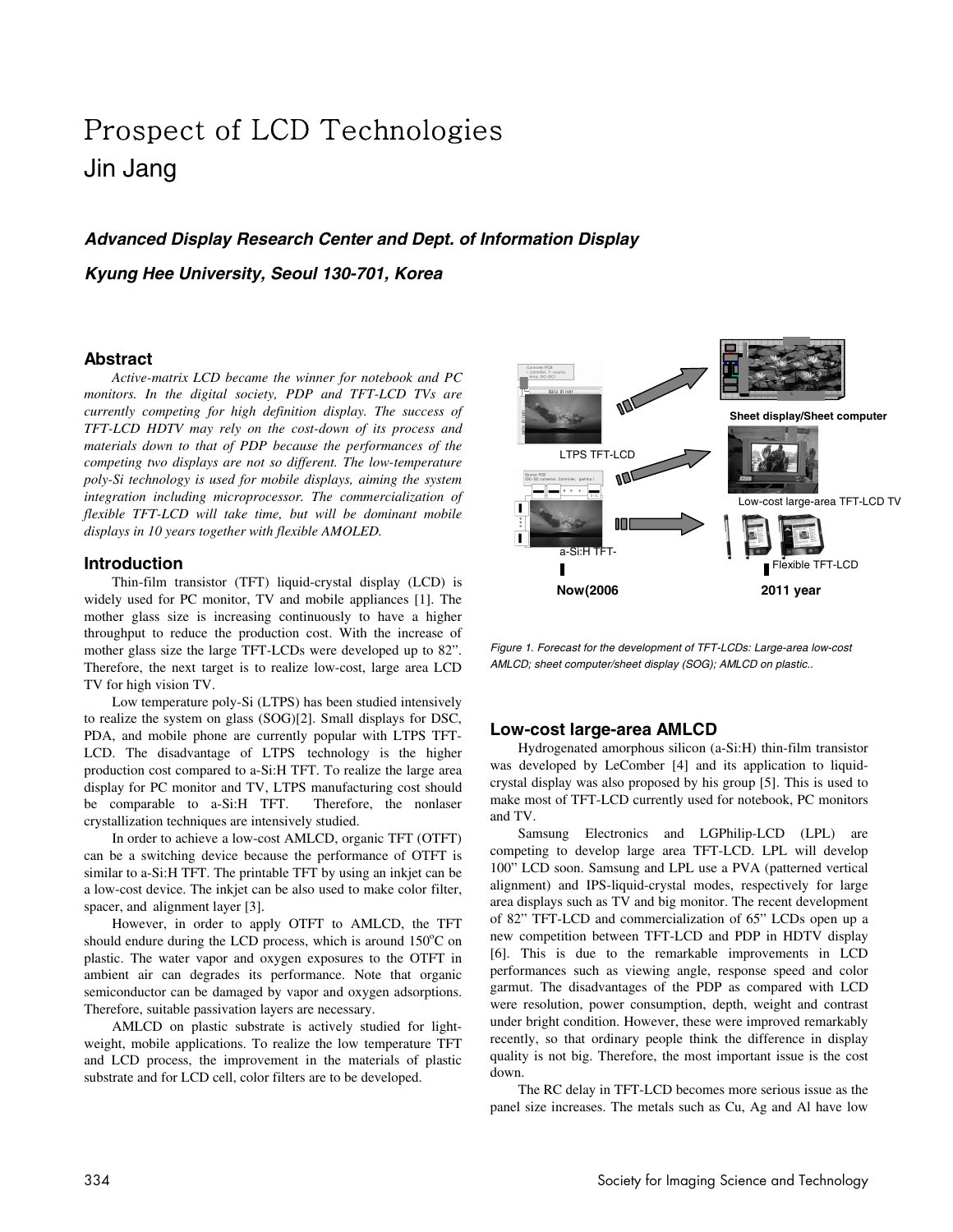# Prospect of LCD Technologies

## Jin Jang

***Advanced Display Research Center and Dept. of Information Display***

***Kyung Hee University, Seoul 130-701, Korea***

### Abstract

*Active-matrix LCD became the winner for notebook and PC monitors. In the digital society, PDP and TFT-LCD TVs are currently competing for high definition display. The success of TFT-LCD HDTV may rely on the cost-down of its process and materials down to that of PDP because the performances of the competing two displays are not so different. The low-temperature poly-Si technology is used for mobile displays, aiming the system integration including microprocessor. The commercialization of flexible TFT-LCD will take time, but will be dominant mobile displays in 10 years together with flexible AMOLED.*

### Introduction

Thin-film transistor (TFT) liquid-crystal display (LCD) is widely used for PC monitor, TV and mobile appliances [1]. The mother glass size is increasing continuously to have a higher throughput to reduce the production cost. With the increase of mother glass size the large TFT-LCDs were developed up to 82". Therefore, the next target is to realize low-cost, large area LCD TV for high vision TV.

Low temperature poly-Si (LTPS) has been studied intensively to realize the system on glass (SOG)[2]. Small displays for DSC, PDA, and mobile phone are currently popular with LTPS TFT-LCD. The disadvantage of LTPS technology is the higher production cost compared to a-Si:H TFT. To realize the large area display for PC monitor and TV, LTPS manufacturing cost should be comparable to a-Si:H TFT. Therefore, the nonlaser crystallization techniques are intensively studied.

In order to achieve a low-cost AMLCD, organic TFT (OTFT) can be a switching device because the performance of OTFT is similar to a-Si:H TFT. The printable TFT by using an inkjet can be a low-cost device. The inkjet can be also used to make color filter, spacer, and alignment layer [3].

However, in order to apply OTFT to AMLCD, the TFT should endure during the LCD process, which is around 150$^{o}$C on plastic. The water vapor and oxygen exposures to the OTFT in ambient air can degrades its performance. Note that organic semiconductor can be damaged by vapor and oxygen adsorptions. Therefore, suitable passivation layers are necessary.

AMLCD on plastic substrate is actively studied for light-weight, mobile applications. To realize the low temperature TFT and LCD process, the improvement in the materials of plastic substrate and for LCD cell, color filters are to be developed.

*Figure 1. Forecast for the development of TFT-LCDs: Large-area low-cost AMLCD; sheet computer/sheet display (SOG); AMLCD on plastic..*

### Low-cost large-area AMLCD

Hydrogenated amorphous silicon (a-Si:H) thin-film transistor was developed by LeComber [4] and its application to liquid-crystal display was also proposed by his group [5]. This is used to make most of TFT-LCD currently used for notebook, PC monitors and TV.

Samsung Electronics and LGPhilip-LCD (LPL) are competing to develop large area TFT-LCD. LPL will develop 100" LCD soon. Samsung and LPL use a PVA (patterned vertical alignment) and IPS-liquid-crystal modes, respectively for large area displays such as TV and big monitor. The recent development of 82" TFT-LCD and commercialization of 65" LCDs open up a new competition between TFT-LCD and PDP in HDTV display [6]. This is due to the remarkable improvements in LCD performances such as viewing angle, response speed and color garmut. The disadvantages of the PDP as compared with LCD were resolution, power consumption, depth, weight and contrast under bright condition. However, these were improved remarkably recently, so that ordinary people think the difference in display quality is not big. Therefore, the most important issue is the cost down.

The RC delay in TFT-LCD becomes more serious issue as the panel size increases. The metals such as Cu, Ag and Al have low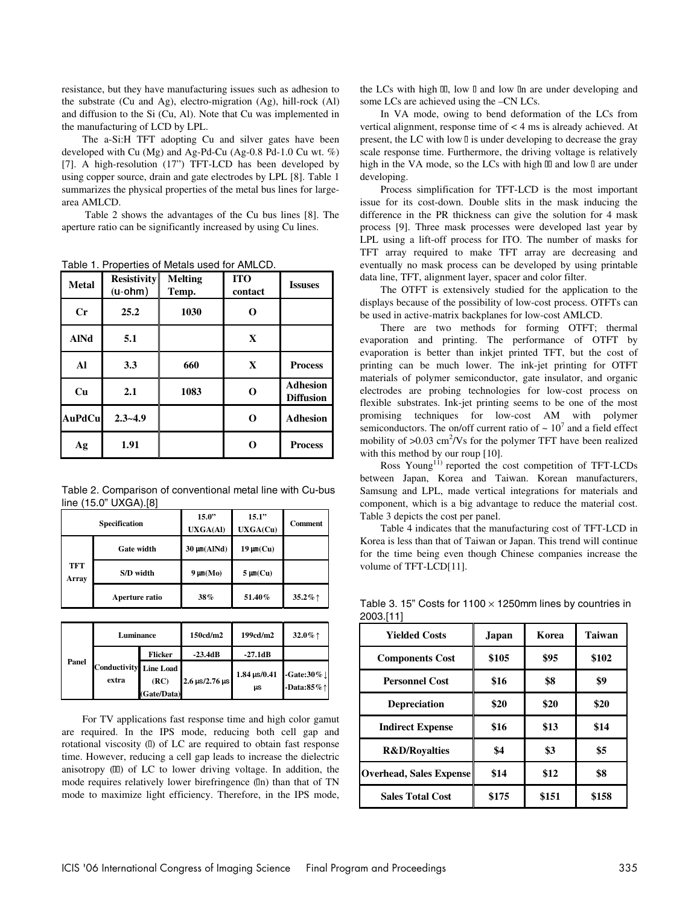resistance, but they have manufacturing issues such as adhesion to the substrate (Cu and Ag), electro-migration (Ag), hill-rock (Al) and diffusion to the Si (Cu, Al). Note that Cu was implemented in the manufacturing of LCD by LPL.

The a-Si:H TFT adopting Cu and silver gates have been developed with Cu (Mg) and Ag-Pd-Cu (Ag-0.8 Pd-1.0 Cu wt. %) [7]. A high-resolution (17") TFT-LCD has been developed by using copper source, drain and gate electrodes by LPL [8]. Table 1 summarizes the physical properties of the metal bus lines for large-area AMLCD.

Table 2 shows the advantages of the Cu bus lines [8]. The aperture ratio can be significantly increased by using Cu lines.

Table 1. Properties of Metals used for AMLCD.

| Metal | Resistivity (u-ohm) | Melting Temp. | ITO contact | Issuses |
|---|---|---|---|---|
| Cr | 25.2 | 1030 | O | |
| AlNd | 5.1 | | X | |
| Al | 3.3 | 660 | X | Process |
| Cu | 2.1 | 1083 | O | Adhesion Diffusion |
| AuPdCu | 2.3~4.9 | | O | Adhesion |
| Ag | 1.91 | | O | Process |

Table 2. Comparison of conventional metal line with Cu-bus line (15.0" UXGA).[8]

| Specification | | | 15.0" UXGA(Al) | 15.1" UXGA(Cu) | Comment |
|---|---|---|---|---|---|
| TFT Array | Gate width | | 30 μm(AlNd) | 19 μm(Cu) | |
| | S/D width | | 9 μm(Mo) | 5 μm(Cu) | |
| | Aperture ratio | | 38% | 51.40% | 35.2%↑ |
| Panel | Luminance | | 150cd/m2 | 199cd/m2 | 32.0%↑ |
| | Conductivity extra | Flicker | -23.4dB | -27.1dB | |
| | | Line Load (RC) (Gate/Data) | 2.6 μs/2.76 μs | 1.84 μs/0.41 μs | -Gate:30%↓ -Data:85%↑ |

For TV applications fast response time and high color gamut are required. In the IPS mode, reducing both cell gap and rotational viscosity (γ) of LC are required to obtain fast response time. However, reducing a cell gap leads to increase the dielectric anisotropy (Δε) of LC to lower driving voltage. In addition, the mode requires relatively lower birefringence (Δn) than that of TN mode to maximize light efficiency. Therefore, in the IPS mode, the LCs with high Δε, low γ and low Δn are under developing and some LCs are achieved using the –CN LCs.

In VA mode, owing to bend deformation of the LCs from vertical alignment, response time of < 4 ms is already achieved. At present, the LC with low γ is under developing to decrease the gray scale response time. Furthermore, the driving voltage is relatively high in the VA mode, so the LCs with high Δε and low γ are under developing.

Process simplification for TFT-LCD is the most important issue for its cost-down. Double slits in the mask inducing the difference in the PR thickness can give the solution for 4 mask process [9]. Three mask processes were developed last year by LPL using a lift-off process for ITO. The number of masks for TFT array required to make TFT array are decreasing and eventually no mask process can be developed by using printable data line, TFT, alignment layer, spacer and color filter.

The OTFT is extensively studied for the application to the displays because of the possibility of low-cost process. OTFTs can be used in active-matrix backplanes for low-cost AMLCD.

There are two methods for forming OTFT; thermal evaporation and printing. The performance of OTFT by evaporation is better than inkjet printed TFT, but the cost of printing can be much lower. The ink-jet printing for OTFT materials of polymer semiconductor, gate insulator, and organic electrodes are probing technologies for low-cost process on flexible substrates. Ink-jet printing seems to be one of the most promising techniques for low-cost AM with polymer semiconductors. The on/off current ratio of ~ $10^7$ and a field effect mobility of >0.03 $cm^2$/Vs for the polymer TFT have been realized with this method by our roup [10].

Ross Young[11] reported the cost competition of TFT-LCDs between Japan, Korea and Taiwan. Korean manufacturers, Samsung and LPL, made vertical integrations for materials and component, which is a big advantage to reduce the material cost. Table 3 depicts the cost per panel.

Table 4 indicates that the manufacturing cost of TFT-LCD in Korea is less than that of Taiwan or Japan. This trend will continue for the time being even though Chinese companies increase the volume of TFT-LCD[11].

Table 3. 15" Costs for 1100 × 1250mm lines by countries in 2003.[11]

| Yielded Costs | Japan | Korea | Taiwan |
|---|---|---|---|
| Components Cost | $105 | $95 | $102 |
| Personnel Cost | $16 | $8 | $9 |
| Depreciation | $20 | $20 | $20 |
| Indirect Expense | $16 | $13 | $14 |
| R&D/Royalties | $4 | $3 | $5 |
| Overhead, Sales Expense | $14 | $12 | $8 |
| Sales Total Cost | $175 | $151 | $158 |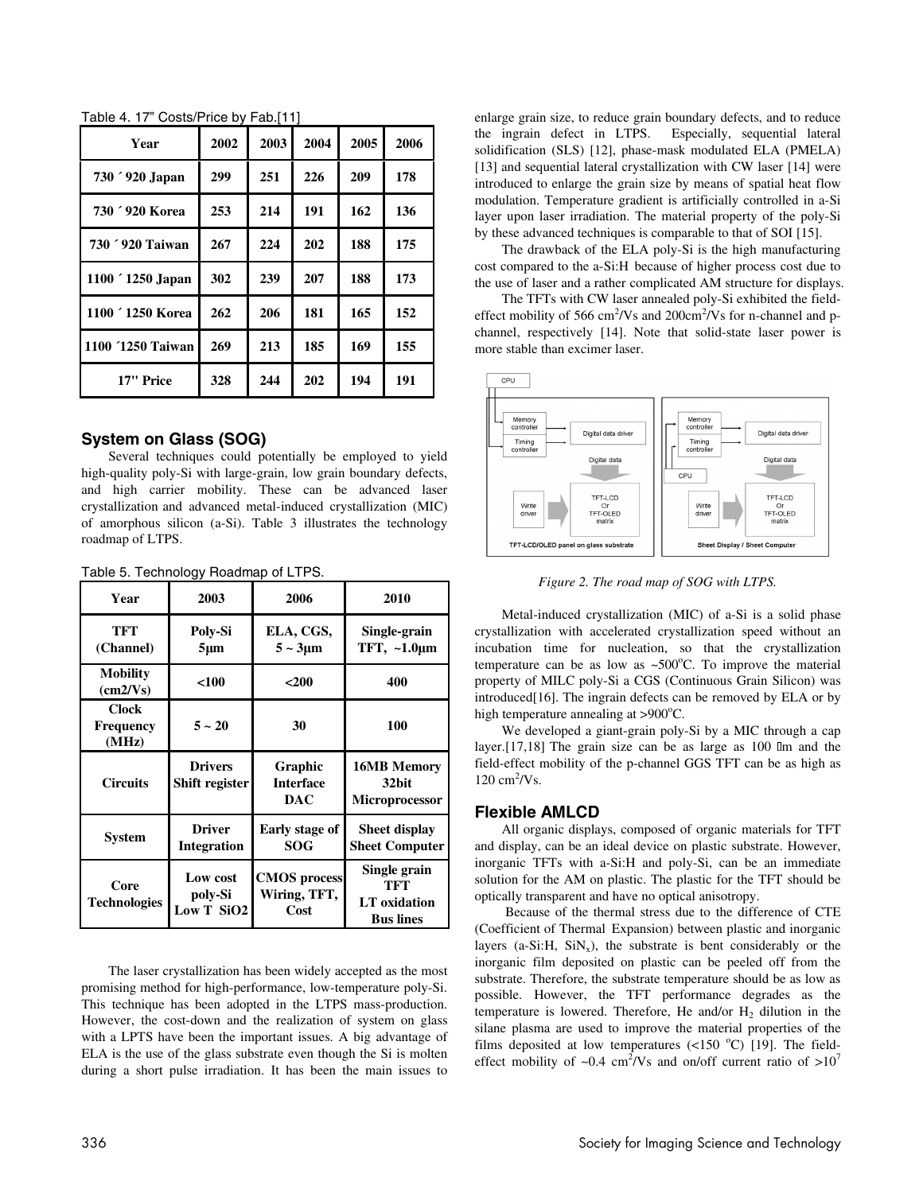Table 4. 17" Costs/Price by Fab.[11]

| Year | 2002 | 2003 | 2004 | 2005 | 2006 |
|---|---|---|---|---|---|
| 730 ´ 920 Japan | 299 | 251 | 226 | 209 | 178 |
| 730 ´ 920 Korea | 253 | 214 | 191 | 162 | 136 |
| 730 ´ 920 Taiwan | 267 | 224 | 202 | 188 | 175 |
| 1100 ´ 1250 Japan | 302 | 239 | 207 | 188 | 173 |
| 1100 ´ 1250 Korea | 262 | 206 | 181 | 165 | 152 |
| 1100 ´1250 Taiwan | 269 | 213 | 185 | 169 | 155 |
| 17" Price | 328 | 244 | 202 | 194 | 191 |

## System on Glass (SOG)

Several techniques could potentially be employed to yield high-quality poly-Si with large-grain, low grain boundary defects, and high carrier mobility. These can be advanced laser crystallization and advanced metal-induced crystallization (MIC) of amorphous silicon (a-Si). Table 3 illustrates the technology roadmap of LTPS.

Table 5. Technology Roadmap of LTPS.

| Year | 2003 | 2006 | 2010 |
|---|---|---|---|
| TFT (Channel) | Poly-Si 5μm | ELA, CGS, 5 ~ 3μm | Single-grain TFT, ~1.0μm |
| Mobility (cm2/Vs) | <100 | <200 | 400 |
| Clock Frequency (MHz) | 5 ~ 20 | 30 | 100 |
| Circuits | Drivers Shift register | Graphic Interface DAC | 16MB Memory 32bit Microprocessor |
| System | Driver Integration | Early stage of SOG | Sheet display Sheet Computer |
| Core Technologies | Low cost poly-Si Low T SiO2 | CMOS process Wiring, TFT, Cost | Single grain TFT LT oxidation Bus lines |

The laser crystallization has been widely accepted as the most promising method for high-performance, low-temperature poly-Si. This technique has been adopted in the LTPS mass-production. However, the cost-down and the realization of system on glass with a LPTS have been the important issues. A big advantage of ELA is the use of the glass substrate even though the Si is molten during a short pulse irradiation. It has been the main issues to enlarge grain size, to reduce grain boundary defects, and to reduce the ingrain defect in LTPS. Especially, sequential lateral solidification (SLS) [12], phase-mask modulated ELA (PMELA) [13] and sequential lateral crystallization with CW laser [14] were introduced to enlarge the grain size by means of spatial heat flow modulation. Temperature gradient is artificially controlled in a-Si layer upon laser irradiation. The material property of the poly-Si by these advanced techniques is comparable to that of SOI [15].

The drawback of the ELA poly-Si is the high manufacturing cost compared to the a-Si:H because of higher process cost due to the use of laser and a rather complicated AM structure for displays.

The TFTs with CW laser annealed poly-Si exhibited the field-effect mobility of 566 $cm^2/Vs$ and 200$cm^2/Vs$ for n-channel and p-channel, respectively [14]. Note that solid-state laser power is more stable than excimer laser.

*Figure 2. The road map of SOG with LTPS.*

Metal-induced crystallization (MIC) of a-Si is a solid phase crystallization with accelerated crystallization speed without an incubation time for nucleation, so that the crystallization temperature can be as low as ~500°C. To improve the material property of MILC poly-Si a CGS (Continuous Grain Silicon) was introduced[16]. The ingrain defects can be removed by ELA or by high temperature annealing at >900°C.

We developed a giant-grain poly-Si by a MIC through a cap layer.[17,18] The grain size can be as large as 100 μm and the field-effect mobility of the p-channel GGS TFT can be as high as 120 $cm^2/Vs$.

## Flexible AMLCD

All organic displays, composed of organic materials for TFT and display, can be an ideal device on plastic substrate. However, inorganic TFTs with a-Si:H and poly-Si, can be an immediate solution for the AM on plastic. The plastic for the TFT should be optically transparent and have no optical anisotropy.

Because of the thermal stress due to the difference of CTE (Coefficient of Thermal Expansion) between plastic and inorganic layers (a-Si:H, $SiN_x$), the substrate is bent considerably or the inorganic film deposited on plastic can be peeled off from the substrate. Therefore, the substrate temperature should be as low as possible. However, the TFT performance degrades as the temperature is lowered. Therefore, He and/or $H_2$ dilution in the silane plasma are used to improve the material properties of the films deposited at low temperatures (<150 °C) [19]. The field-effect mobility of ~0.4 $cm^2/Vs$ and on/off current ratio of $>10^7$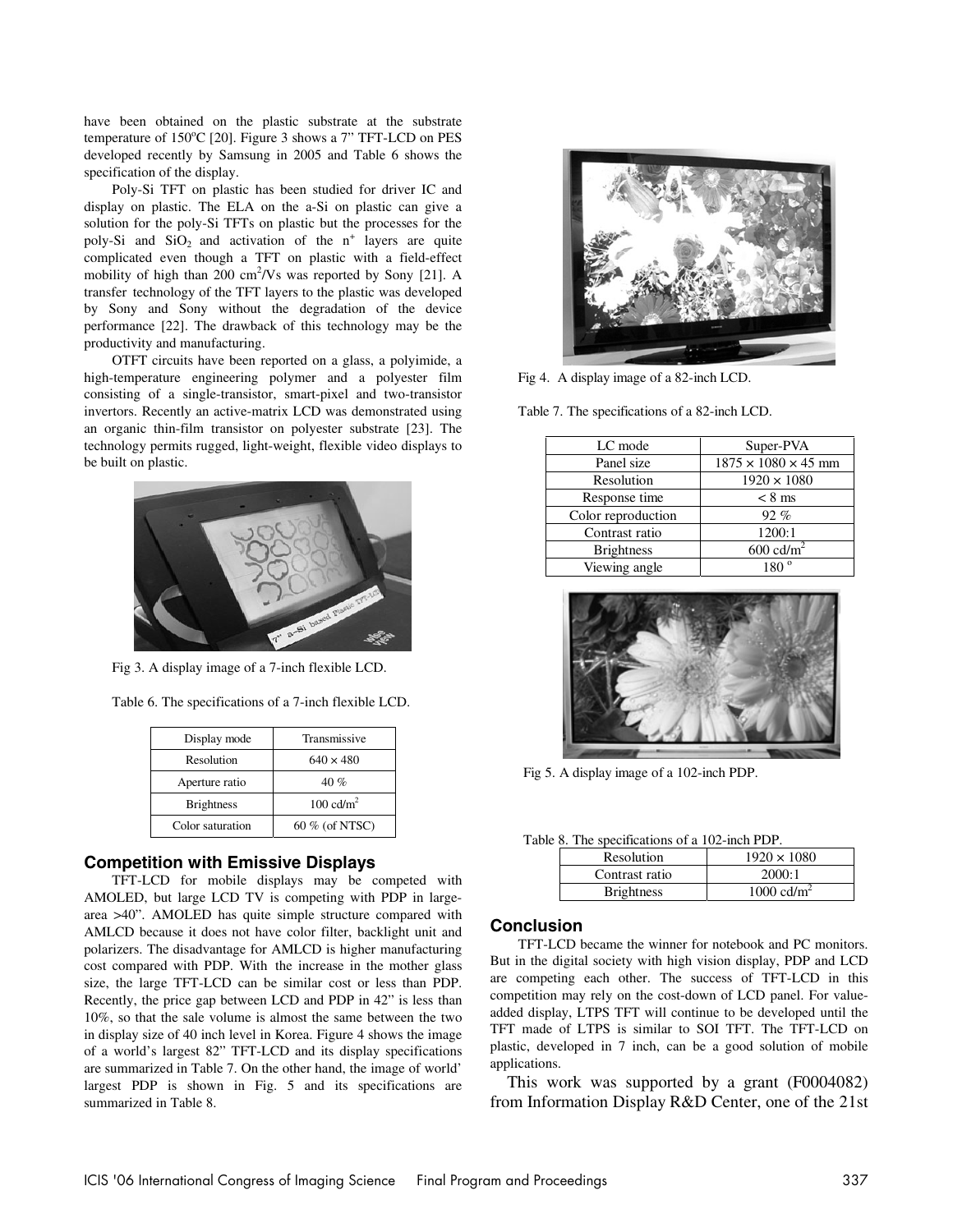have been obtained on the plastic substrate at the substrate temperature of 150°C [20]. Figure 3 shows a 7" TFT-LCD on PES developed recently by Samsung in 2005 and Table 6 shows the specification of the display.

Poly-Si TFT on plastic has been studied for driver IC and display on plastic. The ELA on the a-Si on plastic can give a solution for the poly-Si TFTs on plastic but the processes for the poly-Si and $SiO_2$ and activation of the $n^+$ layers are quite complicated even though a TFT on plastic with a field-effect mobility of high than 200 $cm^2/Vs$ was reported by Sony [21]. A transfer technology of the TFT layers to the plastic was developed by Sony and Sony without the degradation of the device performance [22]. The drawback of this technology may be the productivity and manufacturing.

OTFT circuits have been reported on a glass, a polyimide, a high-temperature engineering polymer and a polyester film consisting of a single-transistor, smart-pixel and two-transistor invertors. Recently an active-matrix LCD was demonstrated using an organic thin-film transistor on polyester substrate [23]. The technology permits rugged, light-weight, flexible video displays to be built on plastic.

Fig 3. A display image of a 7-inch flexible LCD.

Table 6. The specifications of a 7-inch flexible LCD.

| Display mode | Transmissive |
|---|---|
| Resolution | 640 × 480 |
| Aperture ratio | 40 % |
| Brightness | 100 cd/$m^2$ |
| Color saturation | 60 % (of NTSC) |

## Competition with Emissive Displays

TFT-LCD for mobile displays may be competed with AMOLED, but large LCD TV is competing with PDP in large-area >40". AMOLED has quite simple structure compared with AMLCD because it does not have color filter, backlight unit and polarizers. The disadvantage for AMLCD is higher manufacturing cost compared with PDP. With the increase in the mother glass size, the large TFT-LCD can be similar cost or less than PDP. Recently, the price gap between LCD and PDP in 42" is less than 10%, so that the sale volume is almost the same between the two in display size of 40 inch level in Korea. Figure 4 shows the image of a world's largest 82" TFT-LCD and its display specifications are summarized in Table 7. On the other hand, the image of world' largest PDP is shown in Fig. 5 and its specifications are summarized in Table 8.

Fig 4. A display image of a 82-inch LCD.

Table 7. The specifications of a 82-inch LCD.

| LC mode | Super-PVA |
|---|---|
| Panel size | 1875 × 1080 × 45 mm |
| Resolution | 1920 × 1080 |
| Response time | < 8 ms |
| Color reproduction | 92 % |
| Contrast ratio | 1200:1 |
| Brightness | 600 cd/$m^2$ |
| Viewing angle | 180 ° |

Fig 5. A display image of a 102-inch PDP.

Table 8. The specifications of a 102-inch PDP.

| Resolution | 1920 × 1080 |
|---|---|
| Contrast ratio | 2000:1 |
| Brightness | 1000 cd/$m^2$ |

## Conclusion

TFT-LCD became the winner for notebook and PC monitors. But in the digital society with high vision display, PDP and LCD are competing each other. The success of TFT-LCD in this competition may rely on the cost-down of LCD panel. For value-added display, LTPS TFT will continue to be developed until the TFT made of LTPS is similar to SOI TFT. The TFT-LCD on plastic, developed in 7 inch, can be a good solution of mobile applications.

This work was supported by a grant (F0004082) from Information Display R&D Center, one of the 21st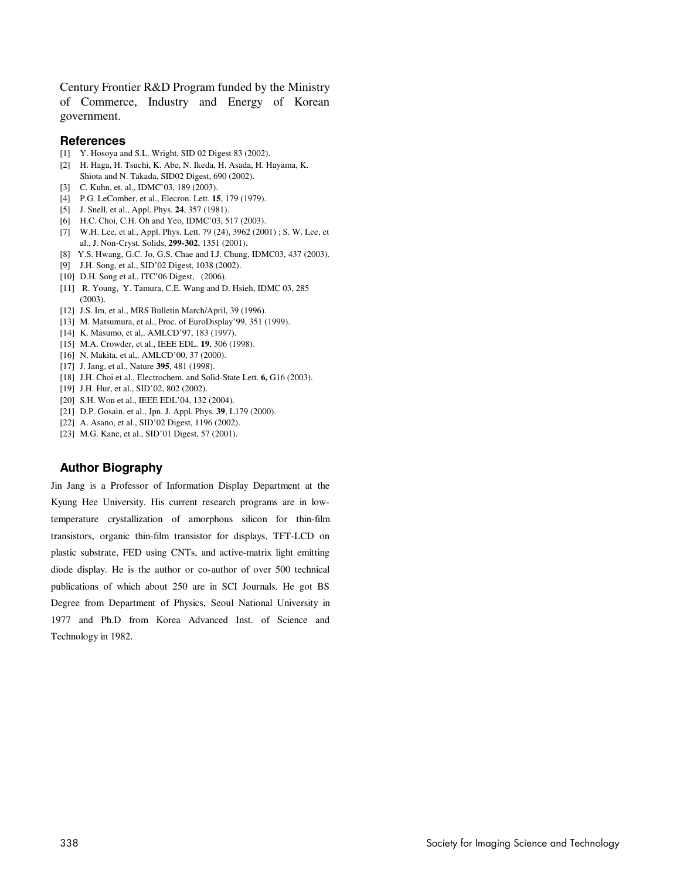Century Frontier R&D Program funded by the Ministry of Commerce, Industry and Energy of Korean government.

## References

[1] Y. Hosoya and S.L. Wright, SID 02 Digest 83 (2002).
[2] H. Haga, H. Tsuchi, K. Abe, N. Ikeda, H. Asada, H. Hayama, K. Shiota and N. Takada, SID02 Digest, 690 (2002).
[3] C. Kuhn, et. al., IDMC'03, 189 (2003).
[4] P.G. LeComber, et al., Elecron. Lett. **15**, 179 (1979).
[5] J. Snell, et al., Appl. Phys. **24**, 357 (1981).
[6] H.C. Choi, C.H. Oh and Yeo, IDMC'03, 517 (2003).
[7] W.H. Lee, et al., Appl. Phys. Lett. 79 (24), 3962 (2001) ; S. W. Lee, et al., J. Non-Cryst. Solids, **299-302**, 1351 (2001).
[8] Y.S. Hwang, G.C. Jo, G.S. Chae and I.J. Chung, IDMC03, 437 (2003).
[9] J.H. Song, et al., SID'02 Digest, 1038 (2002).
[10] D.H. Song et al., ITC'06 Digest, (2006).
[11] R. Young, Y. Tamura, C.E. Wang and D. Hsieh, IDMC 03, 285 (2003).
[12] J.S. Im, et al., MRS Bulletin March/April, 39 (1996).
[13] M. Matsumura, et al., Proc. of EuroDisplay'99, 351 (1999).
[14] K. Masumo, et al,. AMLCD'97, 183 (1997).
[15] M.A. Crowder, et al., IEEE EDL. **19**, 306 (1998).
[16] N. Makita, et al,. AMLCD'00, 37 (2000).
[17] J. Jang, et al., Nature **395**, 481 (1998).
[18] J.H. Choi et al., Electrochem. and Solid-State Lett. **6,** G16 (2003).
[19] J.H. Hur, et al., SID'02, 802 (2002).
[20] S.H. Won et al., IEEE EDL'04, 132 (2004).
[21] D.P. Gosain, et al., Jpn. J. Appl. Phys. **39**, L179 (2000).
[22] A. Asano, et al., SID'02 Digest, 1196 (2002).
[23] M.G. Kane, et al., SID'01 Digest, 57 (2001).

## Author Biography

Jin Jang is a Professor of Information Display Department at the Kyung Hee University. His current research programs are in low-temperature crystallization of amorphous silicon for thin-film transistors, organic thin-film transistor for displays, TFT-LCD on plastic substrate, FED using CNTs, and active-matrix light emitting diode display. He is the author or co-author of over 500 technical publications of which about 250 are in SCI Journals. He got BS Degree from Department of Physics, Seoul National University in 1977 and Ph.D from Korea Advanced Inst. of Science and Technology in 1982.